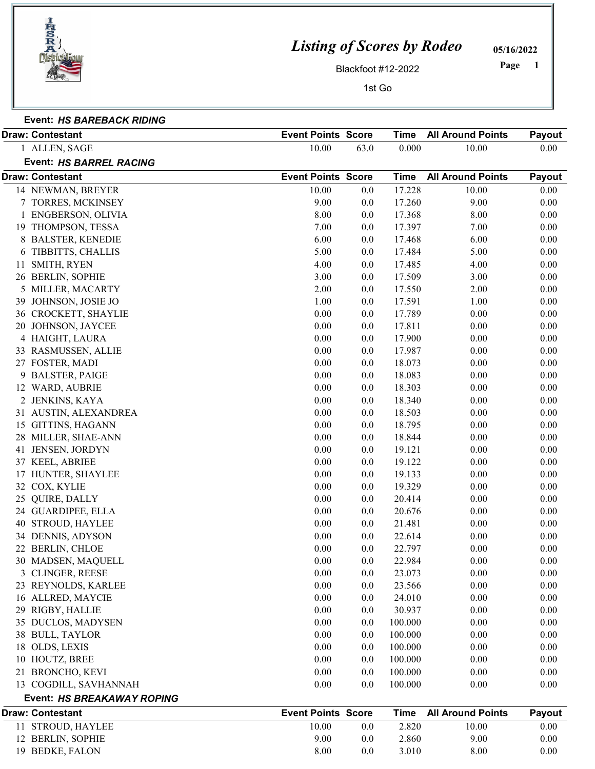# Listing of Scores by Rodeo

Blackfoot #12-2022

1st Go

05/16/2022

### Event: *HS BAREBACK RIDING*

| Draw: Contestant | Event Points | Score | Time | All Around Points | Payout |
|---|---|---|---|---|---|
| 1 ALLEN, SAGE | 10.00 | 63.0 | 0.000 | 10.00 | 0.00 |

### Event: *HS BARREL RACING*

| Draw: Contestant | Event Points | Score | Time | All Around Points | Payout |
|---|---|---|---|---|---|
| 14 NEWMAN, BREYER | 10.00 | 0.0 | 17.228 | 10.00 | 0.00 |
| 7 TORRES, MCKINSEY | 9.00 | 0.0 | 17.260 | 9.00 | 0.00 |
| 1 ENGBERSON, OLIVIA | 8.00 | 0.0 | 17.368 | 8.00 | 0.00 |
| 19 THOMPSON, TESSA | 7.00 | 0.0 | 17.397 | 7.00 | 0.00 |
| 8 BALSTER, KENEDIE | 6.00 | 0.0 | 17.468 | 6.00 | 0.00 |
| 6 TIBBITTS, CHALLIS | 5.00 | 0.0 | 17.484 | 5.00 | 0.00 |
| 11 SMITH, RYEN | 4.00 | 0.0 | 17.485 | 4.00 | 0.00 |
| 26 BERLIN, SOPHIE | 3.00 | 0.0 | 17.509 | 3.00 | 0.00 |
| 5 MILLER, MACARTY | 2.00 | 0.0 | 17.550 | 2.00 | 0.00 |
| 39 JOHNSON, JOSIE JO | 1.00 | 0.0 | 17.591 | 1.00 | 0.00 |
| 36 CROCKETT, SHAYLIE | 0.00 | 0.0 | 17.789 | 0.00 | 0.00 |
| 20 JOHNSON, JAYCEE | 0.00 | 0.0 | 17.811 | 0.00 | 0.00 |
| 4 HAIGHT, LAURA | 0.00 | 0.0 | 17.900 | 0.00 | 0.00 |
| 33 RASMUSSEN, ALLIE | 0.00 | 0.0 | 17.987 | 0.00 | 0.00 |
| 27 FOSTER, MADI | 0.00 | 0.0 | 18.073 | 0.00 | 0.00 |
| 9 BALSTER, PAIGE | 0.00 | 0.0 | 18.083 | 0.00 | 0.00 |
| 12 WARD, AUBRIE | 0.00 | 0.0 | 18.303 | 0.00 | 0.00 |
| 2 JENKINS, KAYA | 0.00 | 0.0 | 18.340 | 0.00 | 0.00 |
| 31 AUSTIN, ALEXANDREA | 0.00 | 0.0 | 18.503 | 0.00 | 0.00 |
| 15 GITTINS, HAGANN | 0.00 | 0.0 | 18.795 | 0.00 | 0.00 |
| 28 MILLER, SHAE-ANN | 0.00 | 0.0 | 18.844 | 0.00 | 0.00 |
| 41 JENSEN, JORDYN | 0.00 | 0.0 | 19.121 | 0.00 | 0.00 |
| 37 KEEL, ABRIEE | 0.00 | 0.0 | 19.122 | 0.00 | 0.00 |
| 17 HUNTER, SHAYLEE | 0.00 | 0.0 | 19.133 | 0.00 | 0.00 |
| 32 COX, KYLIE | 0.00 | 0.0 | 19.329 | 0.00 | 0.00 |
| 25 QUIRE, DALLY | 0.00 | 0.0 | 20.414 | 0.00 | 0.00 |
| 24 GUARDIPEE, ELLA | 0.00 | 0.0 | 20.676 | 0.00 | 0.00 |
| 40 STROUD, HAYLEE | 0.00 | 0.0 | 21.481 | 0.00 | 0.00 |
| 34 DENNIS, ADYSON | 0.00 | 0.0 | 22.614 | 0.00 | 0.00 |
| 22 BERLIN, CHLOE | 0.00 | 0.0 | 22.797 | 0.00 | 0.00 |
| 30 MADSEN, MAQUELL | 0.00 | 0.0 | 22.984 | 0.00 | 0.00 |
| 3 CLINGER, REESE | 0.00 | 0.0 | 23.073 | 0.00 | 0.00 |
| 23 REYNOLDS, KARLEE | 0.00 | 0.0 | 23.566 | 0.00 | 0.00 |
| 16 ALLRED, MAYCIE | 0.00 | 0.0 | 24.010 | 0.00 | 0.00 |
| 29 RIGBY, HALLIE | 0.00 | 0.0 | 30.937 | 0.00 | 0.00 |
| 35 DUCLOS, MADYSEN | 0.00 | 0.0 | 100.000 | 0.00 | 0.00 |
| 38 BULL, TAYLOR | 0.00 | 0.0 | 100.000 | 0.00 | 0.00 |
| 18 OLDS, LEXIS | 0.00 | 0.0 | 100.000 | 0.00 | 0.00 |
| 10 HOUTZ, BREE | 0.00 | 0.0 | 100.000 | 0.00 | 0.00 |
| 21 BRONCHO, KEVI | 0.00 | 0.0 | 100.000 | 0.00 | 0.00 |
| 13 COGDILL, SAVHANNAH | 0.00 | 0.0 | 100.000 | 0.00 | 0.00 |

### Event: *HS BREAKAWAY ROPING*

| Draw: Contestant | Event Points | Score | Time | All Around Points | Payout |
|---|---|---|---|---|---|
| 11 STROUD, HAYLEE | 10.00 | 0.0 | 2.820 | 10.00 | 0.00 |
| 12 BERLIN, SOPHIE | 9.00 | 0.0 | 2.860 | 9.00 | 0.00 |
| 19 BEDKE, FALON | 8.00 | 0.0 | 3.010 | 8.00 | 0.00 |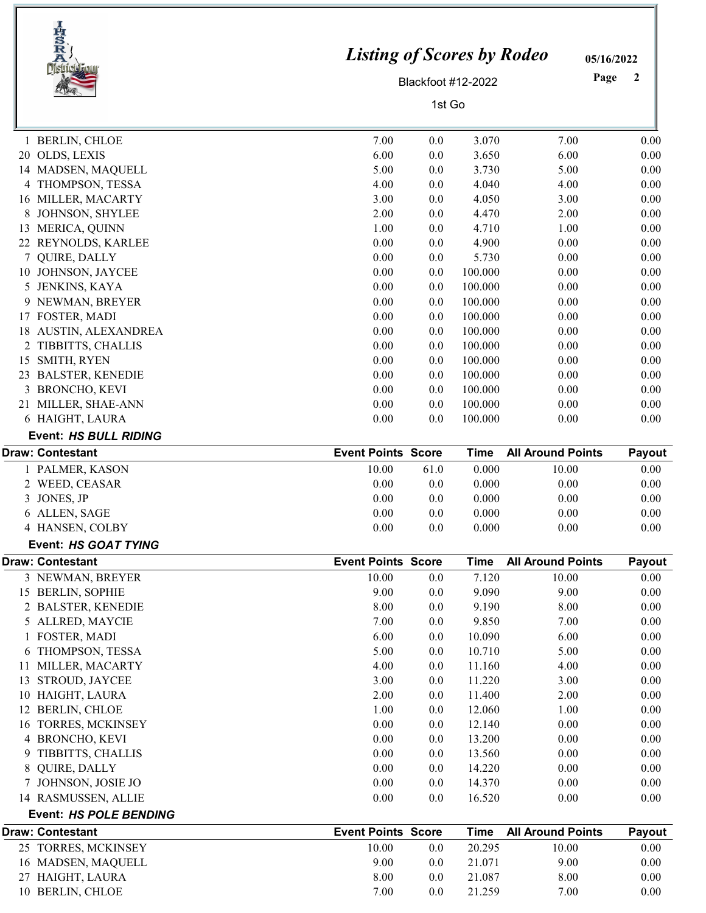# Listing of Scores by Rodeo

05/16/2022

Blackfoot #12-2022

1st Go

| Draw: Contestant | Event Points | Score | Time | All Around Points | Payout |
|---|---|---|---|---|---|
| 1 BERLIN, CHLOE | 7.00 | 0.0 | 3.070 | 7.00 | 0.00 |
| 20 OLDS, LEXIS | 6.00 | 0.0 | 3.650 | 6.00 | 0.00 |
| 14 MADSEN, MAQUELL | 5.00 | 0.0 | 3.730 | 5.00 | 0.00 |
| 4 THOMPSON, TESSA | 4.00 | 0.0 | 4.040 | 4.00 | 0.00 |
| 16 MILLER, MACARTY | 3.00 | 0.0 | 4.050 | 3.00 | 0.00 |
| 8 JOHNSON, SHYLEE | 2.00 | 0.0 | 4.470 | 2.00 | 0.00 |
| 13 MERICA, QUINN | 1.00 | 0.0 | 4.710 | 1.00 | 0.00 |
| 22 REYNOLDS, KARLEE | 0.00 | 0.0 | 4.900 | 0.00 | 0.00 |
| 7 QUIRE, DALLY | 0.00 | 0.0 | 5.730 | 0.00 | 0.00 |
| 10 JOHNSON, JAYCEE | 0.00 | 0.0 | 100.000 | 0.00 | 0.00 |
| 5 JENKINS, KAYA | 0.00 | 0.0 | 100.000 | 0.00 | 0.00 |
| 9 NEWMAN, BREYER | 0.00 | 0.0 | 100.000 | 0.00 | 0.00 |
| 17 FOSTER, MADI | 0.00 | 0.0 | 100.000 | 0.00 | 0.00 |
| 18 AUSTIN, ALEXANDREA | 0.00 | 0.0 | 100.000 | 0.00 | 0.00 |
| 2 TIBBITTS, CHALLIS | 0.00 | 0.0 | 100.000 | 0.00 | 0.00 |
| 15 SMITH, RYEN | 0.00 | 0.0 | 100.000 | 0.00 | 0.00 |
| 23 BALSTER, KENEDIE | 0.00 | 0.0 | 100.000 | 0.00 | 0.00 |
| 3 BRONCHO, KEVI | 0.00 | 0.0 | 100.000 | 0.00 | 0.00 |
| 21 MILLER, SHAE-ANN | 0.00 | 0.0 | 100.000 | 0.00 | 0.00 |
| 6 HAIGHT, LAURA | 0.00 | 0.0 | 100.000 | 0.00 | 0.00 |

**Event: *HS BULL RIDING***

| Draw: Contestant | Event Points | Score | Time | All Around Points | Payout |
|---|---|---|---|---|---|
| 1 PALMER, KASON | 10.00 | 61.0 | 0.000 | 10.00 | 0.00 |
| 2 WEED, CEASAR | 0.00 | 0.0 | 0.000 | 0.00 | 0.00 |
| 3 JONES, JP | 0.00 | 0.0 | 0.000 | 0.00 | 0.00 |
| 6 ALLEN, SAGE | 0.00 | 0.0 | 0.000 | 0.00 | 0.00 |
| 4 HANSEN, COLBY | 0.00 | 0.0 | 0.000 | 0.00 | 0.00 |

**Event: *HS GOAT TYING***

| Draw: Contestant | Event Points | Score | Time | All Around Points | Payout |
|---|---|---|---|---|---|
| 3 NEWMAN, BREYER | 10.00 | 0.0 | 7.120 | 10.00 | 0.00 |
| 15 BERLIN, SOPHIE | 9.00 | 0.0 | 9.090 | 9.00 | 0.00 |
| 2 BALSTER, KENEDIE | 8.00 | 0.0 | 9.190 | 8.00 | 0.00 |
| 5 ALLRED, MAYCIE | 7.00 | 0.0 | 9.850 | 7.00 | 0.00 |
| 1 FOSTER, MADI | 6.00 | 0.0 | 10.090 | 6.00 | 0.00 |
| 6 THOMPSON, TESSA | 5.00 | 0.0 | 10.710 | 5.00 | 0.00 |
| 11 MILLER, MACARTY | 4.00 | 0.0 | 11.160 | 4.00 | 0.00 |
| 13 STROUD, JAYCEE | 3.00 | 0.0 | 11.220 | 3.00 | 0.00 |
| 10 HAIGHT, LAURA | 2.00 | 0.0 | 11.400 | 2.00 | 0.00 |
| 12 BERLIN, CHLOE | 1.00 | 0.0 | 12.060 | 1.00 | 0.00 |
| 16 TORRES, MCKINSEY | 0.00 | 0.0 | 12.140 | 0.00 | 0.00 |
| 4 BRONCHO, KEVI | 0.00 | 0.0 | 13.200 | 0.00 | 0.00 |
| 9 TIBBITTS, CHALLIS | 0.00 | 0.0 | 13.560 | 0.00 | 0.00 |
| 8 QUIRE, DALLY | 0.00 | 0.0 | 14.220 | 0.00 | 0.00 |
| 7 JOHNSON, JOSIE JO | 0.00 | 0.0 | 14.370 | 0.00 | 0.00 |
| 14 RASMUSSEN, ALLIE | 0.00 | 0.0 | 16.520 | 0.00 | 0.00 |

**Event: *HS POLE BENDING***

| Draw: Contestant | Event Points | Score | Time | All Around Points | Payout |
|---|---|---|---|---|---|
| 25 TORRES, MCKINSEY | 10.00 | 0.0 | 20.295 | 10.00 | 0.00 |
| 16 MADSEN, MAQUELL | 9.00 | 0.0 | 21.071 | 9.00 | 0.00 |
| 27 HAIGHT, LAURA | 8.00 | 0.0 | 21.087 | 8.00 | 0.00 |
| 10 BERLIN, CHLOE | 7.00 | 0.0 | 21.259 | 7.00 | 0.00 |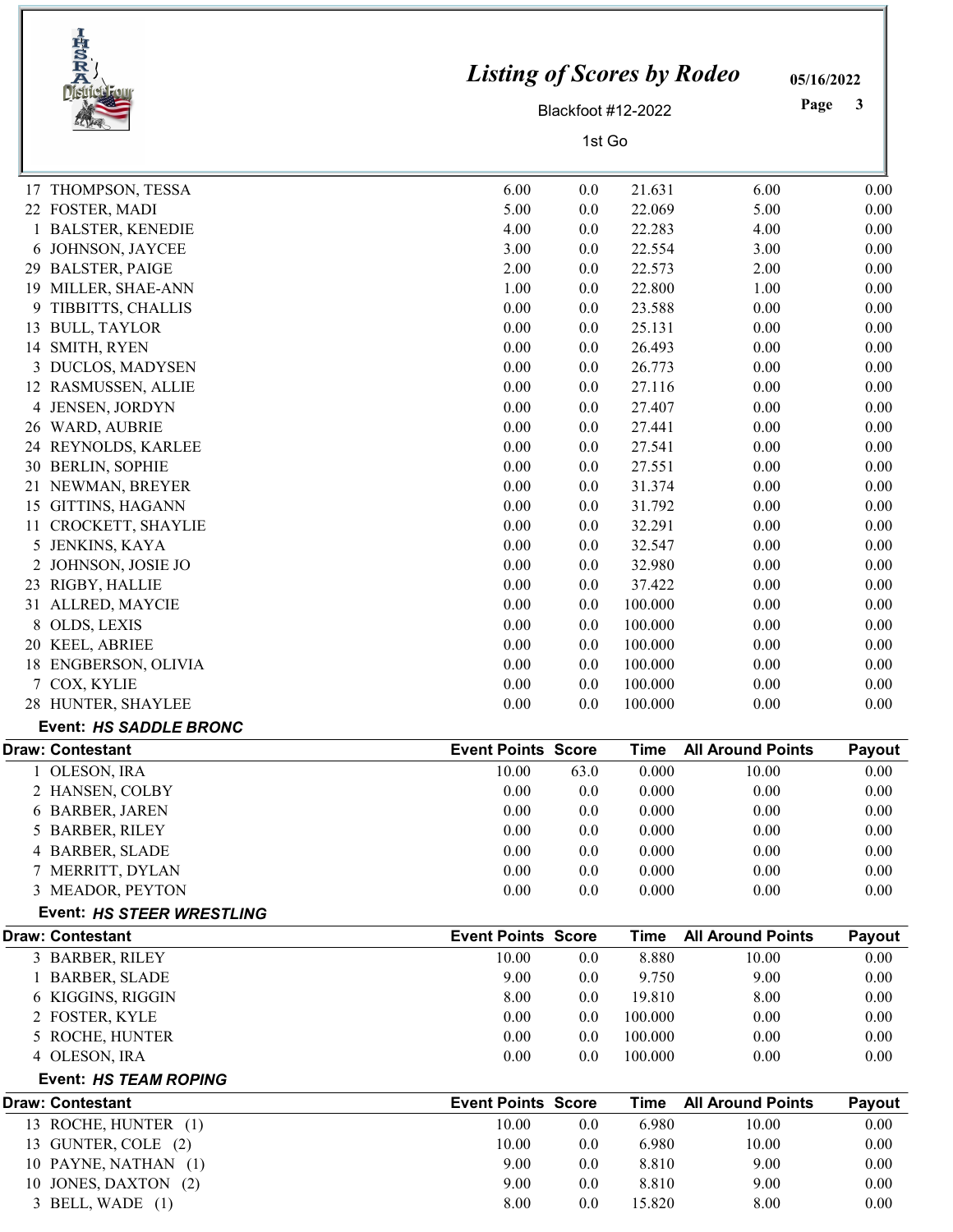# Listing of Scores by Rodeo

05/16/2022

Blackfoot #12-2022

1st Go

| Draw: Contestant | Event Points | Score | Time | All Around Points | Payout |
|---|---|---|---|---|---|
| 17 THOMPSON, TESSA | 6.00 | 0.0 | 21.631 | 6.00 | 0.00 |
| 22 FOSTER, MADI | 5.00 | 0.0 | 22.069 | 5.00 | 0.00 |
| 1 BALSTER, KENEDIE | 4.00 | 0.0 | 22.283 | 4.00 | 0.00 |
| 6 JOHNSON, JAYCEE | 3.00 | 0.0 | 22.554 | 3.00 | 0.00 |
| 29 BALSTER, PAIGE | 2.00 | 0.0 | 22.573 | 2.00 | 0.00 |
| 19 MILLER, SHAE-ANN | 1.00 | 0.0 | 22.800 | 1.00 | 0.00 |
| 9 TIBBITTS, CHALLIS | 0.00 | 0.0 | 23.588 | 0.00 | 0.00 |
| 13 BULL, TAYLOR | 0.00 | 0.0 | 25.131 | 0.00 | 0.00 |
| 14 SMITH, RYEN | 0.00 | 0.0 | 26.493 | 0.00 | 0.00 |
| 3 DUCLOS, MADYSEN | 0.00 | 0.0 | 26.773 | 0.00 | 0.00 |
| 12 RASMUSSEN, ALLIE | 0.00 | 0.0 | 27.116 | 0.00 | 0.00 |
| 4 JENSEN, JORDYN | 0.00 | 0.0 | 27.407 | 0.00 | 0.00 |
| 26 WARD, AUBRIE | 0.00 | 0.0 | 27.441 | 0.00 | 0.00 |
| 24 REYNOLDS, KARLEE | 0.00 | 0.0 | 27.541 | 0.00 | 0.00 |
| 30 BERLIN, SOPHIE | 0.00 | 0.0 | 27.551 | 0.00 | 0.00 |
| 21 NEWMAN, BREYER | 0.00 | 0.0 | 31.374 | 0.00 | 0.00 |
| 15 GITTINS, HAGANN | 0.00 | 0.0 | 31.792 | 0.00 | 0.00 |
| 11 CROCKETT, SHAYLIE | 0.00 | 0.0 | 32.291 | 0.00 | 0.00 |
| 5 JENKINS, KAYA | 0.00 | 0.0 | 32.547 | 0.00 | 0.00 |
| 2 JOHNSON, JOSIE JO | 0.00 | 0.0 | 32.980 | 0.00 | 0.00 |
| 23 RIGBY, HALLIE | 0.00 | 0.0 | 37.422 | 0.00 | 0.00 |
| 31 ALLRED, MAYCIE | 0.00 | 0.0 | 100.000 | 0.00 | 0.00 |
| 8 OLDS, LEXIS | 0.00 | 0.0 | 100.000 | 0.00 | 0.00 |
| 20 KEEL, ABRIEE | 0.00 | 0.0 | 100.000 | 0.00 | 0.00 |
| 18 ENGBERSON, OLIVIA | 0.00 | 0.0 | 100.000 | 0.00 | 0.00 |
| 7 COX, KYLIE | 0.00 | 0.0 | 100.000 | 0.00 | 0.00 |
| 28 HUNTER, SHAYLEE | 0.00 | 0.0 | 100.000 | 0.00 | 0.00 |

**Event: *HS SADDLE BRONC***

| Draw: Contestant | Event Points | Score | Time | All Around Points | Payout |
|---|---|---|---|---|---|
| 1 OLESON, IRA | 10.00 | 63.0 | 0.000 | 10.00 | 0.00 |
| 2 HANSEN, COLBY | 0.00 | 0.0 | 0.000 | 0.00 | 0.00 |
| 6 BARBER, JAREN | 0.00 | 0.0 | 0.000 | 0.00 | 0.00 |
| 5 BARBER, RILEY | 0.00 | 0.0 | 0.000 | 0.00 | 0.00 |
| 4 BARBER, SLADE | 0.00 | 0.0 | 0.000 | 0.00 | 0.00 |
| 7 MERRITT, DYLAN | 0.00 | 0.0 | 0.000 | 0.00 | 0.00 |
| 3 MEADOR, PEYTON | 0.00 | 0.0 | 0.000 | 0.00 | 0.00 |

**Event: *HS STEER WRESTLING***

| Draw: Contestant | Event Points | Score | Time | All Around Points | Payout |
|---|---|---|---|---|---|
| 3 BARBER, RILEY | 10.00 | 0.0 | 8.880 | 10.00 | 0.00 |
| 1 BARBER, SLADE | 9.00 | 0.0 | 9.750 | 9.00 | 0.00 |
| 6 KIGGINS, RIGGIN | 8.00 | 0.0 | 19.810 | 8.00 | 0.00 |
| 2 FOSTER, KYLE | 0.00 | 0.0 | 100.000 | 0.00 | 0.00 |
| 5 ROCHE, HUNTER | 0.00 | 0.0 | 100.000 | 0.00 | 0.00 |
| 4 OLESON, IRA | 0.00 | 0.0 | 100.000 | 0.00 | 0.00 |

**Event: *HS TEAM ROPING***

| Draw: Contestant | Event Points | Score | Time | All Around Points | Payout |
|---|---|---|---|---|---|
| 13 ROCHE, HUNTER (1) | 10.00 | 0.0 | 6.980 | 10.00 | 0.00 |
| 13 GUNTER, COLE (2) | 10.00 | 0.0 | 6.980 | 10.00 | 0.00 |
| 10 PAYNE, NATHAN (1) | 9.00 | 0.0 | 8.810 | 9.00 | 0.00 |
| 10 JONES, DAXTON (2) | 9.00 | 0.0 | 8.810 | 9.00 | 0.00 |
| 3 BELL, WADE (1) | 8.00 | 0.0 | 15.820 | 8.00 | 0.00 |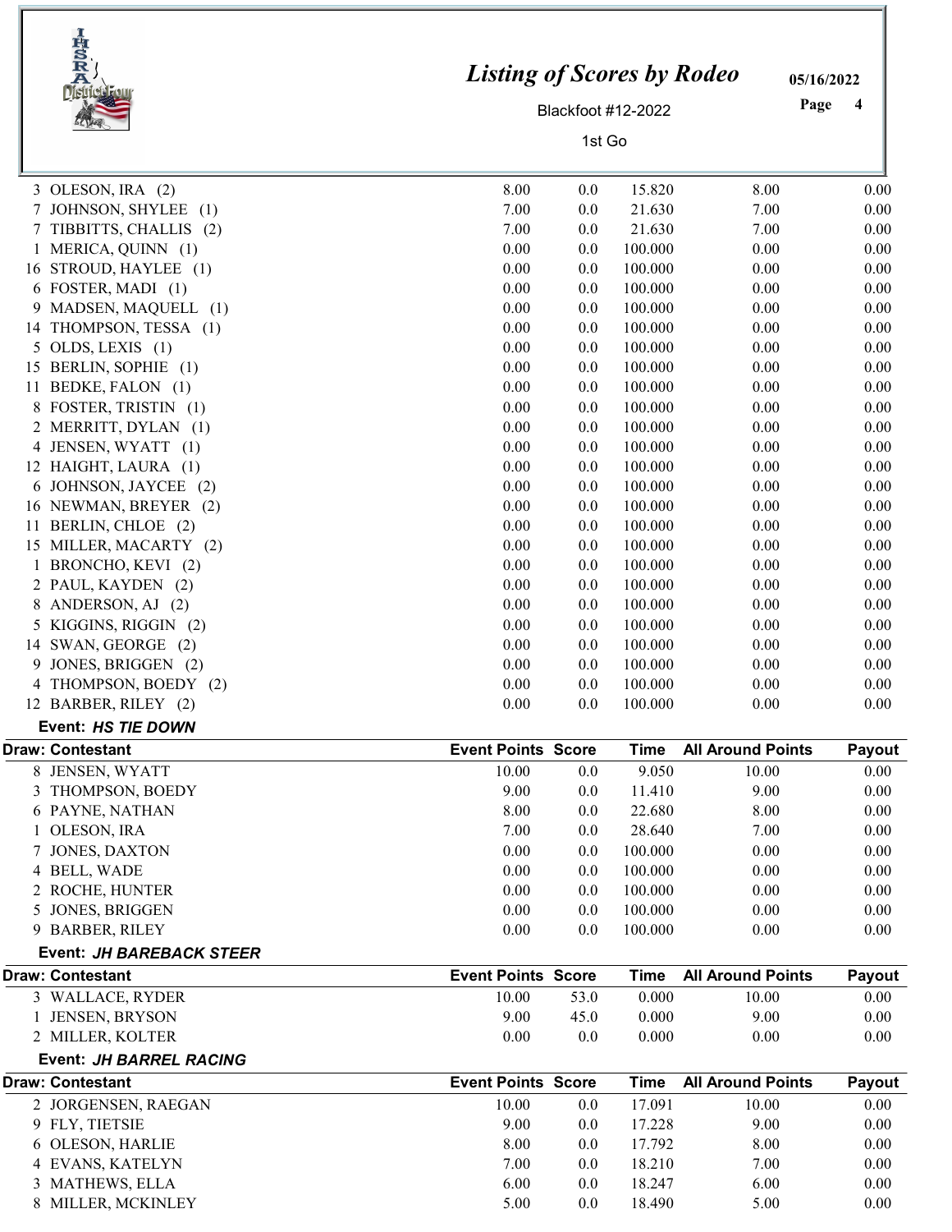# Listing of Scores by Rodeo

Blackfoot #12-2022

1st Go

05/16/2022

| Draw: Contestant | Event Points | Score | Time | All Around Points | Payout |
|---|---|---|---|---|---|
| 3 OLESON, IRA (2) | 8.00 | 0.0 | 15.820 | 8.00 | 0.00 |
| 7 JOHNSON, SHYLEE (1) | 7.00 | 0.0 | 21.630 | 7.00 | 0.00 |
| 7 TIBBITTS, CHALLIS (2) | 7.00 | 0.0 | 21.630 | 7.00 | 0.00 |
| 1 MERICA, QUINN (1) | 0.00 | 0.0 | 100.000 | 0.00 | 0.00 |
| 16 STROUD, HAYLEE (1) | 0.00 | 0.0 | 100.000 | 0.00 | 0.00 |
| 6 FOSTER, MADI (1) | 0.00 | 0.0 | 100.000 | 0.00 | 0.00 |
| 9 MADSEN, MAQUELL (1) | 0.00 | 0.0 | 100.000 | 0.00 | 0.00 |
| 14 THOMPSON, TESSA (1) | 0.00 | 0.0 | 100.000 | 0.00 | 0.00 |
| 5 OLDS, LEXIS (1) | 0.00 | 0.0 | 100.000 | 0.00 | 0.00 |
| 15 BERLIN, SOPHIE (1) | 0.00 | 0.0 | 100.000 | 0.00 | 0.00 |
| 11 BEDKE, FALON (1) | 0.00 | 0.0 | 100.000 | 0.00 | 0.00 |
| 8 FOSTER, TRISTIN (1) | 0.00 | 0.0 | 100.000 | 0.00 | 0.00 |
| 2 MERRITT, DYLAN (1) | 0.00 | 0.0 | 100.000 | 0.00 | 0.00 |
| 4 JENSEN, WYATT (1) | 0.00 | 0.0 | 100.000 | 0.00 | 0.00 |
| 12 HAIGHT, LAURA (1) | 0.00 | 0.0 | 100.000 | 0.00 | 0.00 |
| 6 JOHNSON, JAYCEE (2) | 0.00 | 0.0 | 100.000 | 0.00 | 0.00 |
| 16 NEWMAN, BREYER (2) | 0.00 | 0.0 | 100.000 | 0.00 | 0.00 |
| 11 BERLIN, CHLOE (2) | 0.00 | 0.0 | 100.000 | 0.00 | 0.00 |
| 15 MILLER, MACARTY (2) | 0.00 | 0.0 | 100.000 | 0.00 | 0.00 |
| 1 BRONCHO, KEVI (2) | 0.00 | 0.0 | 100.000 | 0.00 | 0.00 |
| 2 PAUL, KAYDEN (2) | 0.00 | 0.0 | 100.000 | 0.00 | 0.00 |
| 8 ANDERSON, AJ (2) | 0.00 | 0.0 | 100.000 | 0.00 | 0.00 |
| 5 KIGGINS, RIGGIN (2) | 0.00 | 0.0 | 100.000 | 0.00 | 0.00 |
| 14 SWAN, GEORGE (2) | 0.00 | 0.0 | 100.000 | 0.00 | 0.00 |
| 9 JONES, BRIGGEN (2) | 0.00 | 0.0 | 100.000 | 0.00 | 0.00 |
| 4 THOMPSON, BOEDY (2) | 0.00 | 0.0 | 100.000 | 0.00 | 0.00 |
| 12 BARBER, RILEY (2) | 0.00 | 0.0 | 100.000 | 0.00 | 0.00 |

**Event: *HS TIE DOWN***

| Draw: Contestant | Event Points | Score | Time | All Around Points | Payout |
|---|---|---|---|---|---|
| 8 JENSEN, WYATT | 10.00 | 0.0 | 9.050 | 10.00 | 0.00 |
| 3 THOMPSON, BOEDY | 9.00 | 0.0 | 11.410 | 9.00 | 0.00 |
| 6 PAYNE, NATHAN | 8.00 | 0.0 | 22.680 | 8.00 | 0.00 |
| 1 OLESON, IRA | 7.00 | 0.0 | 28.640 | 7.00 | 0.00 |
| 7 JONES, DAXTON | 0.00 | 0.0 | 100.000 | 0.00 | 0.00 |
| 4 BELL, WADE | 0.00 | 0.0 | 100.000 | 0.00 | 0.00 |
| 2 ROCHE, HUNTER | 0.00 | 0.0 | 100.000 | 0.00 | 0.00 |
| 5 JONES, BRIGGEN | 0.00 | 0.0 | 100.000 | 0.00 | 0.00 |
| 9 BARBER, RILEY | 0.00 | 0.0 | 100.000 | 0.00 | 0.00 |

**Event: *JH BAREBACK STEER***

| Draw: Contestant | Event Points | Score | Time | All Around Points | Payout |
|---|---|---|---|---|---|
| 3 WALLACE, RYDER | 10.00 | 53.0 | 0.000 | 10.00 | 0.00 |
| 1 JENSEN, BRYSON | 9.00 | 45.0 | 0.000 | 9.00 | 0.00 |
| 2 MILLER, KOLTER | 0.00 | 0.0 | 0.000 | 0.00 | 0.00 |

**Event: *JH BARREL RACING***

| Draw: Contestant | Event Points | Score | Time | All Around Points | Payout |
|---|---|---|---|---|---|
| 2 JORGENSEN, RAEGAN | 10.00 | 0.0 | 17.091 | 10.00 | 0.00 |
| 9 FLY, TIETSIE | 9.00 | 0.0 | 17.228 | 9.00 | 0.00 |
| 6 OLESON, HARLIE | 8.00 | 0.0 | 17.792 | 8.00 | 0.00 |
| 4 EVANS, KATELYN | 7.00 | 0.0 | 18.210 | 7.00 | 0.00 |
| 3 MATHEWS, ELLA | 6.00 | 0.0 | 18.247 | 6.00 | 0.00 |
| 8 MILLER, MCKINLEY | 5.00 | 0.0 | 18.490 | 5.00 | 0.00 |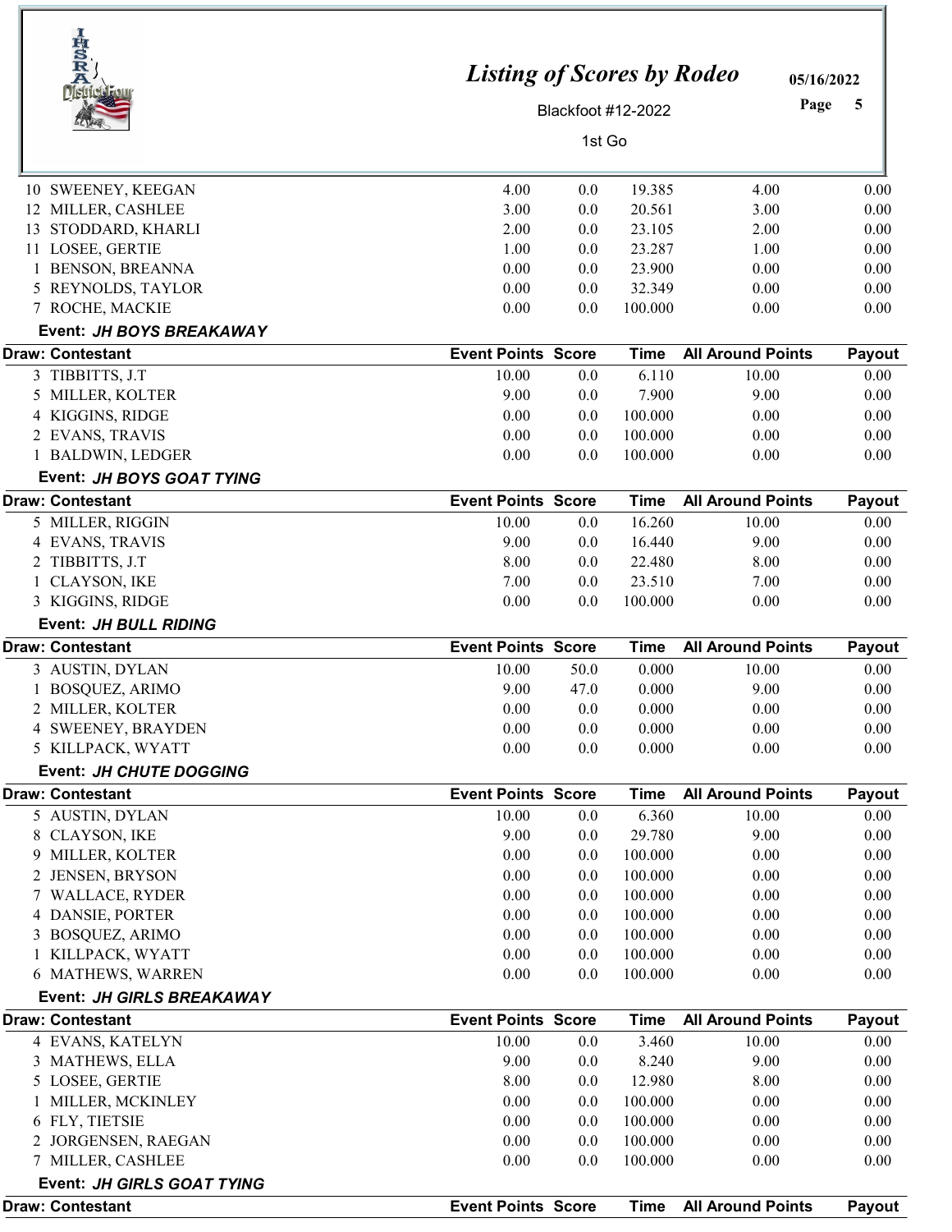# Listing of Scores by Rodeo

Blackfoot #12-2022

1st Go

05/16/2022

| Draw: Contestant | Event Points | Score | Time | All Around Points | Payout |
|---|---|---|---|---|---|
| 10 SWEENEY, KEEGAN | 4.00 | 0.0 | 19.385 | 4.00 | 0.00 |
| 12 MILLER, CASHLEE | 3.00 | 0.0 | 20.561 | 3.00 | 0.00 |
| 13 STODDARD, KHARLI | 2.00 | 0.0 | 23.105 | 2.00 | 0.00 |
| 11 LOSEE, GERTIE | 1.00 | 0.0 | 23.287 | 1.00 | 0.00 |
| 1 BENSON, BREANNA | 0.00 | 0.0 | 23.900 | 0.00 | 0.00 |
| 5 REYNOLDS, TAYLOR | 0.00 | 0.0 | 32.349 | 0.00 | 0.00 |
| 7 ROCHE, MACKIE | 0.00 | 0.0 | 100.000 | 0.00 | 0.00 |

**Event: *JH BOYS BREAKAWAY***

| Draw: Contestant | Event Points | Score | Time | All Around Points | Payout |
|---|---|---|---|---|---|
| 3 TIBBITTS, J.T | 10.00 | 0.0 | 6.110 | 10.00 | 0.00 |
| 5 MILLER, KOLTER | 9.00 | 0.0 | 7.900 | 9.00 | 0.00 |
| 4 KIGGINS, RIDGE | 0.00 | 0.0 | 100.000 | 0.00 | 0.00 |
| 2 EVANS, TRAVIS | 0.00 | 0.0 | 100.000 | 0.00 | 0.00 |
| 1 BALDWIN, LEDGER | 0.00 | 0.0 | 100.000 | 0.00 | 0.00 |

**Event: *JH BOYS GOAT TYING***

| Draw: Contestant | Event Points | Score | Time | All Around Points | Payout |
|---|---|---|---|---|---|
| 5 MILLER, RIGGIN | 10.00 | 0.0 | 16.260 | 10.00 | 0.00 |
| 4 EVANS, TRAVIS | 9.00 | 0.0 | 16.440 | 9.00 | 0.00 |
| 2 TIBBITTS, J.T | 8.00 | 0.0 | 22.480 | 8.00 | 0.00 |
| 1 CLAYSON, IKE | 7.00 | 0.0 | 23.510 | 7.00 | 0.00 |
| 3 KIGGINS, RIDGE | 0.00 | 0.0 | 100.000 | 0.00 | 0.00 |

**Event: *JH BULL RIDING***

| Draw: Contestant | Event Points | Score | Time | All Around Points | Payout |
|---|---|---|---|---|---|
| 3 AUSTIN, DYLAN | 10.00 | 50.0 | 0.000 | 10.00 | 0.00 |
| 1 BOSQUEZ, ARIMO | 9.00 | 47.0 | 0.000 | 9.00 | 0.00 |
| 2 MILLER, KOLTER | 0.00 | 0.0 | 0.000 | 0.00 | 0.00 |
| 4 SWEENEY, BRAYDEN | 0.00 | 0.0 | 0.000 | 0.00 | 0.00 |
| 5 KILLPACK, WYATT | 0.00 | 0.0 | 0.000 | 0.00 | 0.00 |

**Event: *JH CHUTE DOGGING***

| Draw: Contestant | Event Points | Score | Time | All Around Points | Payout |
|---|---|---|---|---|---|
| 5 AUSTIN, DYLAN | 10.00 | 0.0 | 6.360 | 10.00 | 0.00 |
| 8 CLAYSON, IKE | 9.00 | 0.0 | 29.780 | 9.00 | 0.00 |
| 9 MILLER, KOLTER | 0.00 | 0.0 | 100.000 | 0.00 | 0.00 |
| 2 JENSEN, BRYSON | 0.00 | 0.0 | 100.000 | 0.00 | 0.00 |
| 7 WALLACE, RYDER | 0.00 | 0.0 | 100.000 | 0.00 | 0.00 |
| 4 DANSIE, PORTER | 0.00 | 0.0 | 100.000 | 0.00 | 0.00 |
| 3 BOSQUEZ, ARIMO | 0.00 | 0.0 | 100.000 | 0.00 | 0.00 |
| 1 KILLPACK, WYATT | 0.00 | 0.0 | 100.000 | 0.00 | 0.00 |
| 6 MATHEWS, WARREN | 0.00 | 0.0 | 100.000 | 0.00 | 0.00 |

**Event: *JH GIRLS BREAKAWAY***

| Draw: Contestant | Event Points | Score | Time | All Around Points | Payout |
|---|---|---|---|---|---|
| 4 EVANS, KATELYN | 10.00 | 0.0 | 3.460 | 10.00 | 0.00 |
| 3 MATHEWS, ELLA | 9.00 | 0.0 | 8.240 | 9.00 | 0.00 |
| 5 LOSEE, GERTIE | 8.00 | 0.0 | 12.980 | 8.00 | 0.00 |
| 1 MILLER, MCKINLEY | 0.00 | 0.0 | 100.000 | 0.00 | 0.00 |
| 6 FLY, TIETSIE | 0.00 | 0.0 | 100.000 | 0.00 | 0.00 |
| 2 JORGENSEN, RAEGAN | 0.00 | 0.0 | 100.000 | 0.00 | 0.00 |
| 7 MILLER, CASHLEE | 0.00 | 0.0 | 100.000 | 0.00 | 0.00 |

**Event: *JH GIRLS GOAT TYING***

| Draw: Contestant | Event Points | Score | Time | All Around Points | Payout |
|---|---|---|---|---|---|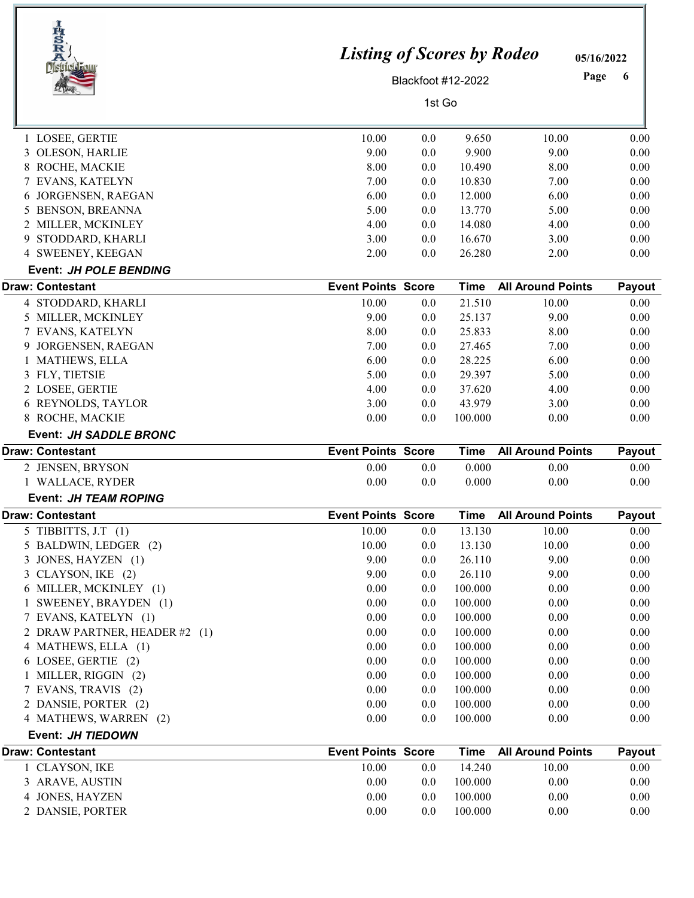| Draw | Contestant | Event Points | Score | Time | All Around Points | Payout |
|---|---|---|---|---|---|---|
| 1 | LOSEE, GERTIE | 10.00 | 0.0 | 9.650 | 10.00 | 0.00 |
| 3 | OLESON, HARLIE | 9.00 | 0.0 | 9.900 | 9.00 | 0.00 |
| 8 | ROCHE, MACKIE | 8.00 | 0.0 | 10.490 | 8.00 | 0.00 |
| 7 | EVANS, KATELYN | 7.00 | 0.0 | 10.830 | 7.00 | 0.00 |
| 6 | JORGENSEN, RAEGAN | 6.00 | 0.0 | 12.000 | 6.00 | 0.00 |
| 5 | BENSON, BREANNA | 5.00 | 0.0 | 13.770 | 5.00 | 0.00 |
| 2 | MILLER, MCKINLEY | 4.00 | 0.0 | 14.080 | 4.00 | 0.00 |
| 9 | STODDARD, KHARLI | 3.00 | 0.0 | 16.670 | 3.00 | 0.00 |
| 4 | SWEENEY, KEEGAN | 2.00 | 0.0 | 26.280 | 2.00 | 0.00 |

**Event: *JH POLE BENDING***

| Draw: Contestant | | Event Points | Score | Time | All Around Points | Payout |
|---|---|---|---|---|---|---|
| 4 | STODDARD, KHARLI | 10.00 | 0.0 | 21.510 | 10.00 | 0.00 |
| 5 | MILLER, MCKINLEY | 9.00 | 0.0 | 25.137 | 9.00 | 0.00 |
| 7 | EVANS, KATELYN | 8.00 | 0.0 | 25.833 | 8.00 | 0.00 |
| 9 | JORGENSEN, RAEGAN | 7.00 | 0.0 | 27.465 | 7.00 | 0.00 |
| 1 | MATHEWS, ELLA | 6.00 | 0.0 | 28.225 | 6.00 | 0.00 |
| 3 | FLY, TIETSIE | 5.00 | 0.0 | 29.397 | 5.00 | 0.00 |
| 2 | LOSEE, GERTIE | 4.00 | 0.0 | 37.620 | 4.00 | 0.00 |
| 6 | REYNOLDS, TAYLOR | 3.00 | 0.0 | 43.979 | 3.00 | 0.00 |
| 8 | ROCHE, MACKIE | 0.00 | 0.0 | 100.000 | 0.00 | 0.00 |

**Event: *JH SADDLE BRONC***

| Draw: Contestant | | Event Points | Score | Time | All Around Points | Payout |
|---|---|---|---|---|---|---|
| 2 | JENSEN, BRYSON | 0.00 | 0.0 | 0.000 | 0.00 | 0.00 |
| 1 | WALLACE, RYDER | 0.00 | 0.0 | 0.000 | 0.00 | 0.00 |

**Event: *JH TEAM ROPING***

| Draw: Contestant | | Event Points | Score | Time | All Around Points | Payout |
|---|---|---|---|---|---|---|
| 5 | TIBBITTS, J.T (1) | 10.00 | 0.0 | 13.130 | 10.00 | 0.00 |
| 5 | BALDWIN, LEDGER (2) | 10.00 | 0.0 | 13.130 | 10.00 | 0.00 |
| 3 | JONES, HAYZEN (1) | 9.00 | 0.0 | 26.110 | 9.00 | 0.00 |
| 3 | CLAYSON, IKE (2) | 9.00 | 0.0 | 26.110 | 9.00 | 0.00 |
| 6 | MILLER, MCKINLEY (1) | 0.00 | 0.0 | 100.000 | 0.00 | 0.00 |
| 1 | SWEENEY, BRAYDEN (1) | 0.00 | 0.0 | 100.000 | 0.00 | 0.00 |
| 7 | EVANS, KATELYN (1) | 0.00 | 0.0 | 100.000 | 0.00 | 0.00 |
| 2 | DRAW PARTNER, HEADER #2 (1) | 0.00 | 0.0 | 100.000 | 0.00 | 0.00 |
| 4 | MATHEWS, ELLA (1) | 0.00 | 0.0 | 100.000 | 0.00 | 0.00 |
| 6 | LOSEE, GERTIE (2) | 0.00 | 0.0 | 100.000 | 0.00 | 0.00 |
| 1 | MILLER, RIGGIN (2) | 0.00 | 0.0 | 100.000 | 0.00 | 0.00 |
| 7 | EVANS, TRAVIS (2) | 0.00 | 0.0 | 100.000 | 0.00 | 0.00 |
| 2 | DANSIE, PORTER (2) | 0.00 | 0.0 | 100.000 | 0.00 | 0.00 |
| 4 | MATHEWS, WARREN (2) | 0.00 | 0.0 | 100.000 | 0.00 | 0.00 |

**Event: *JH TIEDOWN***

| Draw: Contestant | | Event Points | Score | Time | All Around Points | Payout |
|---|---|---|---|---|---|---|
| 1 | CLAYSON, IKE | 10.00 | 0.0 | 14.240 | 10.00 | 0.00 |
| 3 | ARAVE, AUSTIN | 0.00 | 0.0 | 100.000 | 0.00 | 0.00 |
| 4 | JONES, HAYZEN | 0.00 | 0.0 | 100.000 | 0.00 | 0.00 |
| 2 | DANSIE, PORTER | 0.00 | 0.0 | 100.000 | 0.00 | 0.00 |